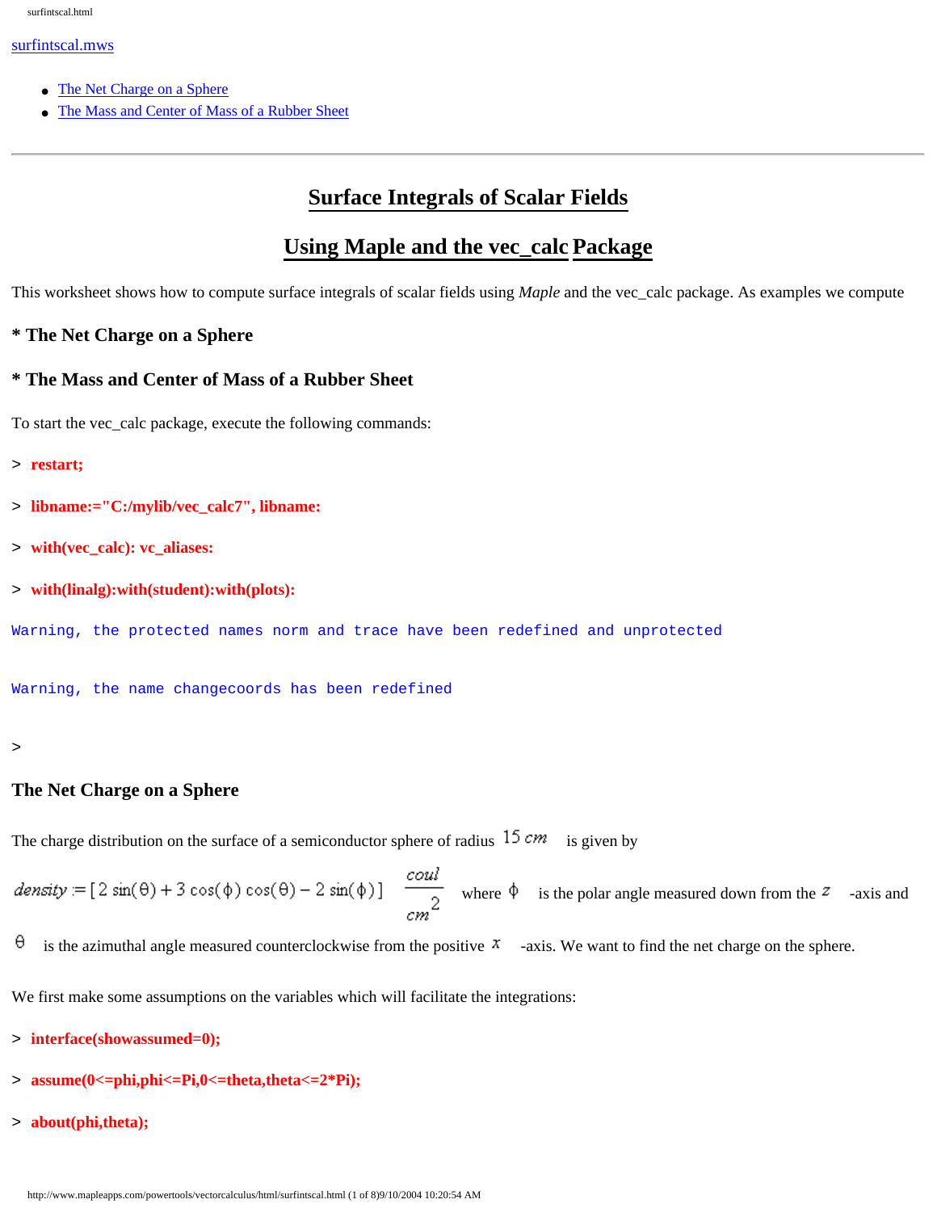surfintscal.mws

- The Net Charge on a Sphere
- The Mass and Center of Mass of a Rubber Sheet

---

# Surface Integrals of Scalar Fields

## Using Maple and the vec_calc Package

This worksheet shows how to compute surface integrals of scalar fields using *Maple* and the vec_calc package. As examples we compute

**\* The Net Charge on a Sphere**

**\* The Mass and Center of Mass of a Rubber Sheet**

To start the vec_calc package, execute the following commands:

```
> restart;
> libname:="C:/mylib/vec_calc7", libname:
> with(vec_calc): vc_aliases:
> with(linalg):with(student):with(plots):
```

```
Warning, the protected names norm and trace have been redefined and unprotected

Warning, the name changecoords has been redefined
```

```
>
```

### The Net Charge on a Sphere

The charge distribution on the surface of a semiconductor sphere of radius $15\ cm$ is given by

$density := [2\sin(\theta) + 3\cos(\phi)\cos(\theta) - 2\sin(\phi)]\ \frac{coul}{cm^2}$ where $\phi$ is the polar angle measured down from the $z$ -axis and $\theta$ is the azimuthal angle measured counterclockwise from the positive $x$ -axis. We want to find the net charge on the sphere.

We first make some assumptions on the variables which will facilitate the integrations:

```
> interface(showassumed=0);
> assume(0<=phi,phi<=Pi,0<=theta,theta<=2*Pi);
> about(phi,theta);
```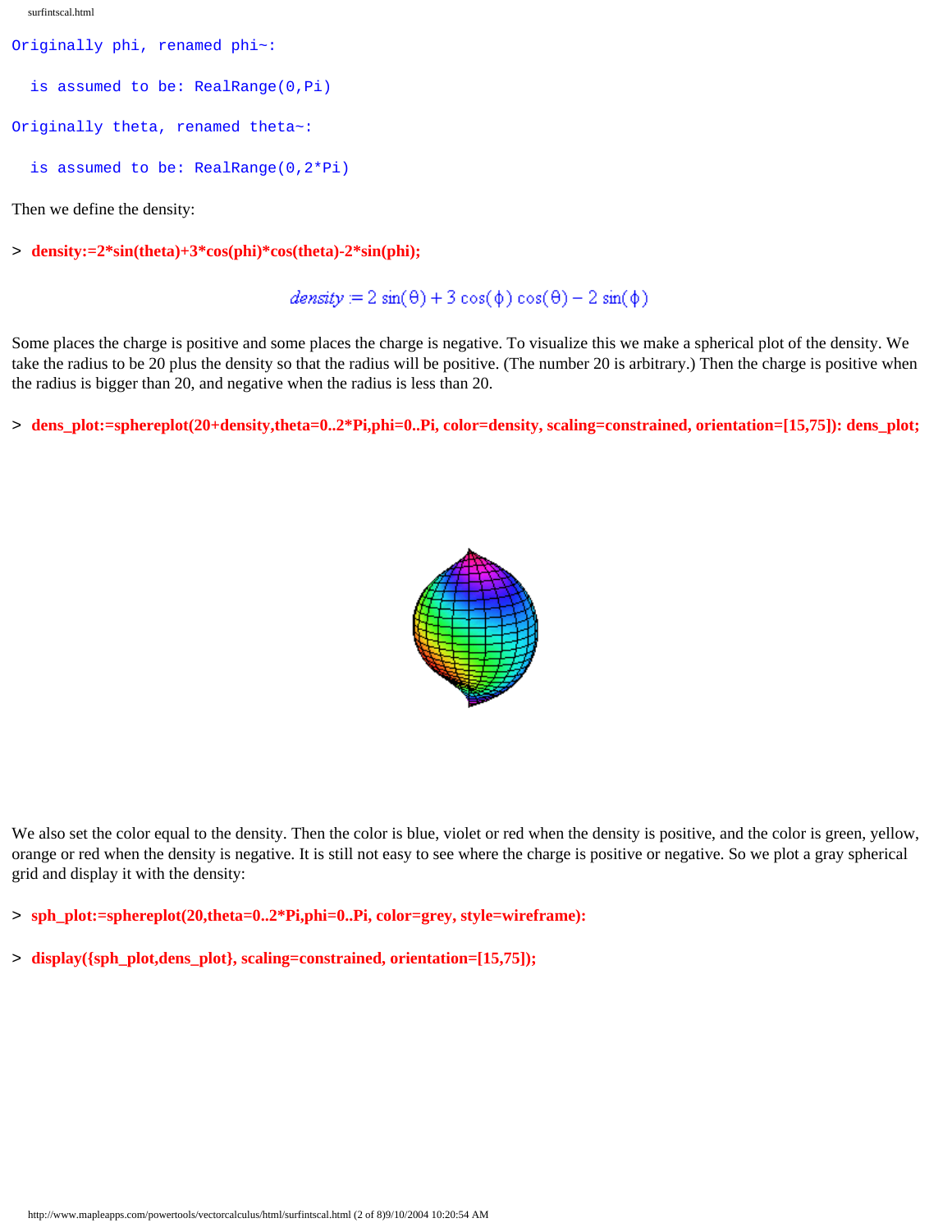```
Originally phi, renamed phi~:

  is assumed to be: RealRange(0,Pi)

Originally theta, renamed theta~:

  is assumed to be: RealRange(0,2*Pi)
```

Then we define the density:

```
> density:=2*sin(theta)+3*cos(phi)*cos(theta)-2*sin(phi);
```

$$density := 2\sin(\theta) + 3\cos(\phi)\cos(\theta) - 2\sin(\phi)$$

Some places the charge is positive and some places the charge is negative. To visualize this we make a spherical plot of the density. We take the radius to be 20 plus the density so that the radius will be positive. (The number 20 is arbitrary.) Then the charge is positive when the radius is bigger than 20, and negative when the radius is less than 20.

```
> dens_plot:=sphereplot(20+density,theta=0..2*Pi,phi=0..Pi, color=density, scaling=constrained, orientation=[15,75]): dens_plot;
```

We also set the color equal to the density. Then the color is blue, violet or red when the density is positive, and the color is green, yellow, orange or red when the density is negative. It is still not easy to see where the charge is positive or negative. So we plot a gray spherical grid and display it with the density:

```
> sph_plot:=sphereplot(20,theta=0..2*Pi,phi=0..Pi, color=grey, style=wireframe):
```

```
> display({sph_plot,dens_plot}, scaling=constrained, orientation=[15,75]);
```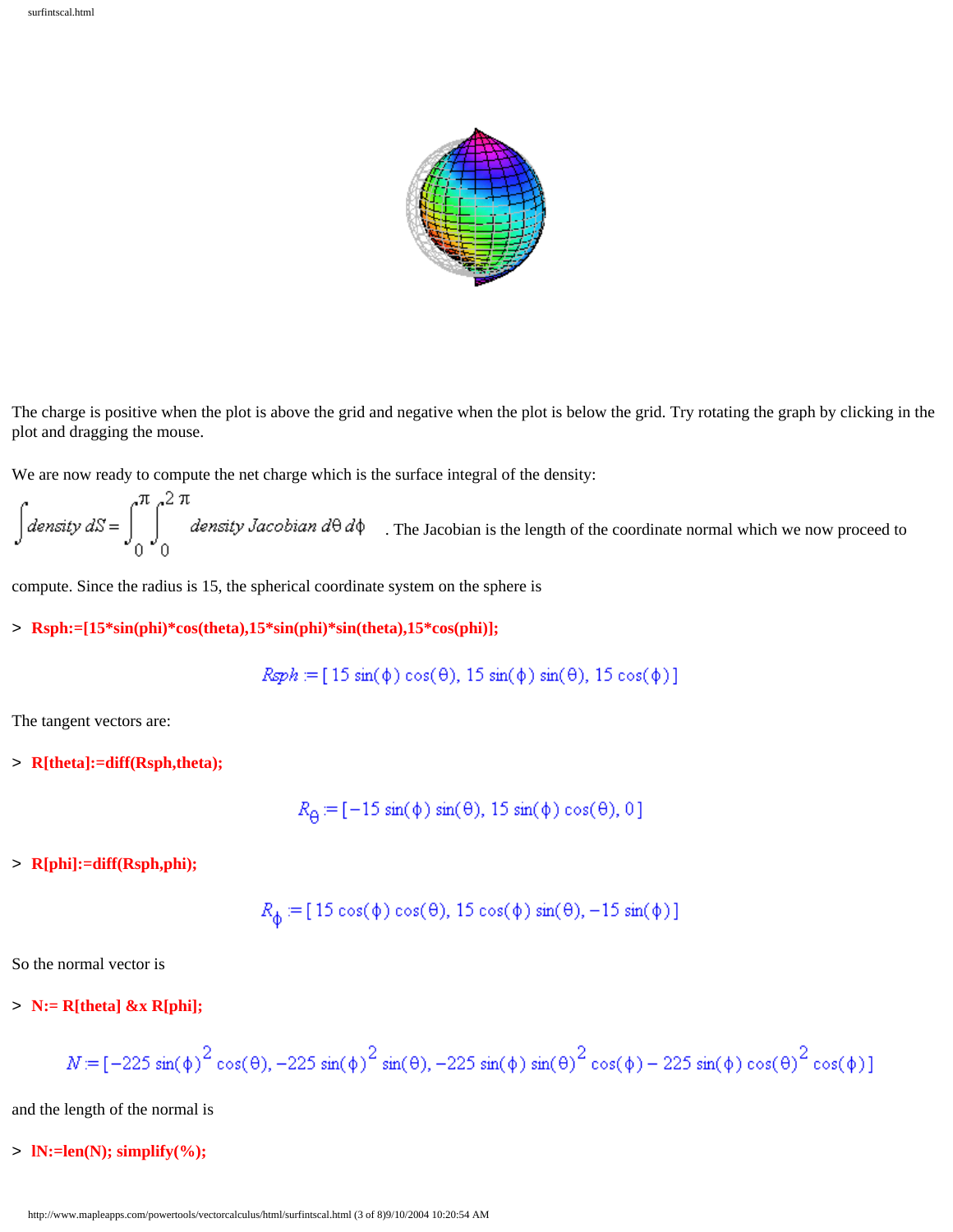The charge is positive when the plot is above the grid and negative when the plot is below the grid. Try rotating the graph by clicking in the plot and dragging the mouse.

We are now ready to compute the net charge which is the surface integral of the density:

$\int density\, dS = \int_0^{\pi}\int_0^{2\pi} density\ Jacobian\ d\theta\, d\phi$ . The Jacobian is the length of the coordinate normal which we now proceed to compute. Since the radius is 15, the spherical coordinate system on the sphere is

```
> Rsph:=[15*sin(phi)*cos(theta),15*sin(phi)*sin(theta),15*cos(phi)];
```

$$Rsph := [15\sin(\phi)\cos(\theta),\ 15\sin(\phi)\sin(\theta),\ 15\cos(\phi)]$$

The tangent vectors are:

```
> R[theta]:=diff(Rsph,theta);
```

$$R_{\theta} := [-15\sin(\phi)\sin(\theta),\ 15\sin(\phi)\cos(\theta),\ 0]$$

```
> R[phi]:=diff(Rsph,phi);
```

$$R_{\phi} := [15\cos(\phi)\cos(\theta),\ 15\cos(\phi)\sin(\theta),\ -15\sin(\phi)]$$

So the normal vector is

```
> N:= R[theta] &x R[phi];
```

$$N := [-225\sin(\phi)^2\cos(\theta),\ -225\sin(\phi)^2\sin(\theta),\ -225\sin(\phi)\sin(\theta)^2\cos(\phi) - 225\sin(\phi)\cos(\theta)^2\cos(\phi)]$$

and the length of the normal is

```
> lN:=len(N); simplify(%);
```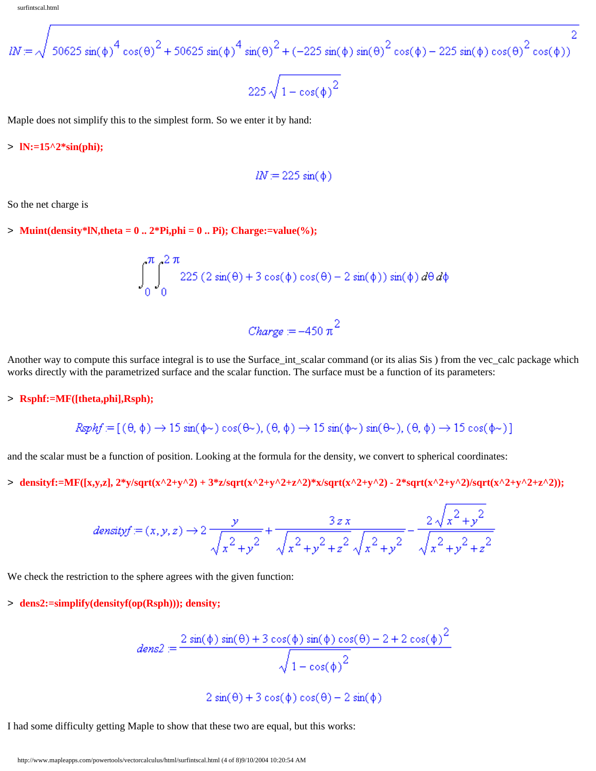$$lN := \frac{\sqrt{50625 \sin(\phi)^4 \cos(\theta)^2 + 50625 \sin(\phi)^4 \sin(\theta)^2 + (-225 \sin(\phi) \sin(\theta)^2 \cos(\phi) - 225 \sin(\phi) \cos(\theta)^2 \cos(\phi))^2}}{225 \sqrt{1 - \cos(\phi)^2}}$$

Maple does not simplify this to the simplest form. So we enter it by hand:

```
> lN:=15^2*sin(phi);
```

$$lN := 225 \sin(\phi)$$

So the net charge is

```
> Muint(density*lN,theta = 0 .. 2*Pi,phi = 0 .. Pi); Charge:=value(%);
```

$$\int_0^{\pi} \int_0^{2\pi} 225 (2 \sin(\theta) + 3 \cos(\phi) \cos(\theta) - 2 \sin(\phi)) \sin(\phi) \, d\theta \, d\phi$$

$$Charge := -450 \pi^2$$

Another way to compute this surface integral is to use the Surface_int_scalar command (or its alias Sis ) from the vec_calc package which works directly with the parametrized surface and the scalar function. The surface must be a function of its parameters:

```
> Rsphf:=MF([theta,phi],Rsph);
```

$$Rsphf := [(\theta, \phi) \to 15 \sin(\phi\sim) \cos(\theta\sim), (\theta, \phi) \to 15 \sin(\phi\sim) \sin(\theta\sim), (\theta, \phi) \to 15 \cos(\phi\sim)]$$

and the scalar must be a function of position. Looking at the formula for the density, we convert to spherical coordinates:

```
> densityf:=MF([x,y,z], 2*y/sqrt(x^2+y^2) + 3*z/sqrt(x^2+y^2+z^2)*x/sqrt(x^2+y^2) - 2*sqrt(x^2+y^2)/sqrt(x^2+y^2+z^2));
```

$$densityf := (x, y, z) \to 2 \frac{y}{\sqrt{x^2 + y^2}} + \frac{3 z x}{\sqrt{x^2 + y^2 + z^2} \sqrt{x^2 + y^2}} - \frac{2 \sqrt{x^2 + y^2}}{\sqrt{x^2 + y^2 + z^2}}$$

We check the restriction to the sphere agrees with the given function:

```
> dens2:=simplify(densityf(op(Rsph))); density;
```

$$dens2 := \frac{2 \sin(\phi) \sin(\theta) + 3 \cos(\phi) \sin(\phi) \cos(\theta) - 2 + 2 \cos(\phi)^2}{\sqrt{1 - \cos(\phi)^2}}$$

$$2 \sin(\theta) + 3 \cos(\phi) \cos(\theta) - 2 \sin(\phi)$$

I had some difficulty getting Maple to show that these two are equal, but this works: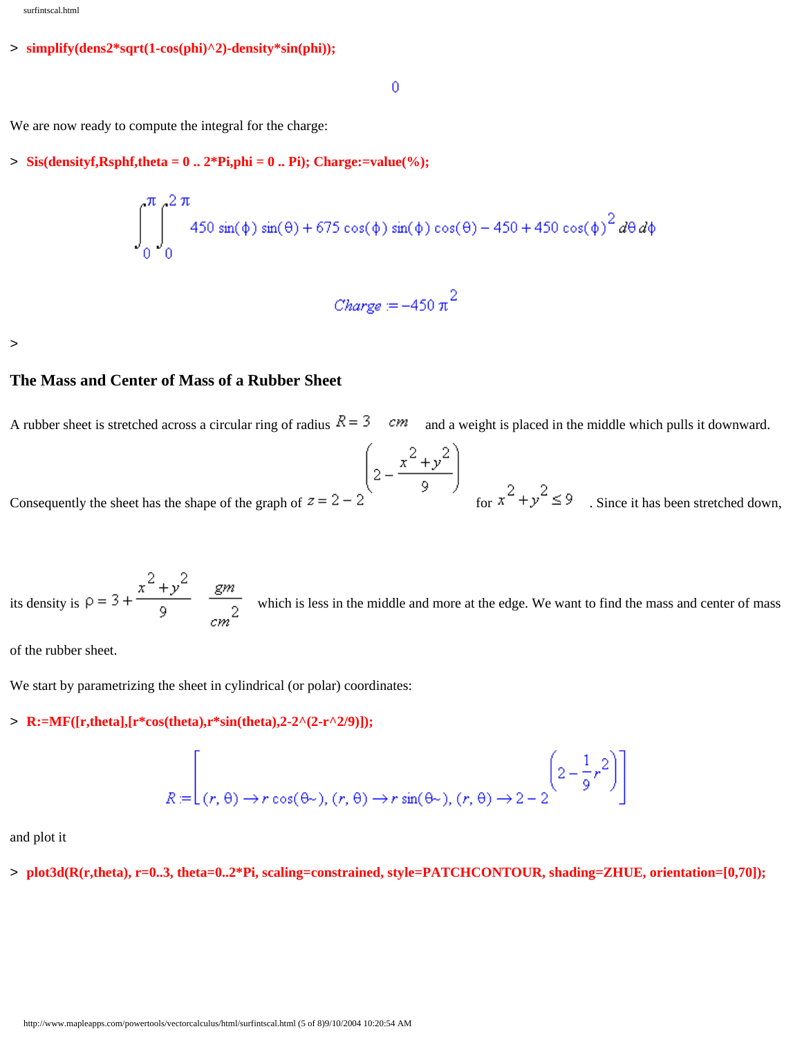```
> simplify(dens2*sqrt(1-cos(phi)^2)-density*sin(phi));
```

$$0$$

We are now ready to compute the integral for the charge:

```
> Sis(densityf,Rsphf,theta = 0 .. 2*Pi,phi = 0 .. Pi); Charge:=value(%);
```

$$\int_0^{\pi}\int_0^{2\pi} 450\sin(\phi)\sin(\theta) + 675\cos(\phi)\sin(\phi)\cos(\theta) - 450 + 450\cos(\phi)^2 \, d\theta \, d\phi$$

$$Charge := -450\,\pi^2$$

```
>
```

## The Mass and Center of Mass of a Rubber Sheet

A rubber sheet is stretched across a circular ring of radius $R = 3 \quad cm$ and a weight is placed in the middle which pulls it downward. Consequently the sheet has the shape of the graph of $z = 2 - 2^{\left(2 - \frac{x^2 + y^2}{9}\right)}$ for $x^2 + y^2 \le 9$. Since it has been stretched down, its density is $\rho = 3 + \frac{x^2 + y^2}{9} \quad \frac{gm}{cm^2}$ which is less in the middle and more at the edge. We want to find the mass and center of mass of the rubber sheet.

We start by parametrizing the sheet in cylindrical (or polar) coordinates:

```
> R:=MF([r,theta],[r*cos(theta),r*sin(theta),2-2^(2-r^2/9)]);
```

$$R := \left[(r, \theta) \to r\cos(\theta\sim), (r, \theta) \to r\sin(\theta\sim), (r, \theta) \to 2 - 2^{\left(2 - \frac{1}{9}r^2\right)}\right]$$

and plot it

```
> plot3d(R(r,theta), r=0..3, theta=0..2*Pi, scaling=constrained, style=PATCHCONTOUR, shading=ZHUE, orientation=[0,70]);
```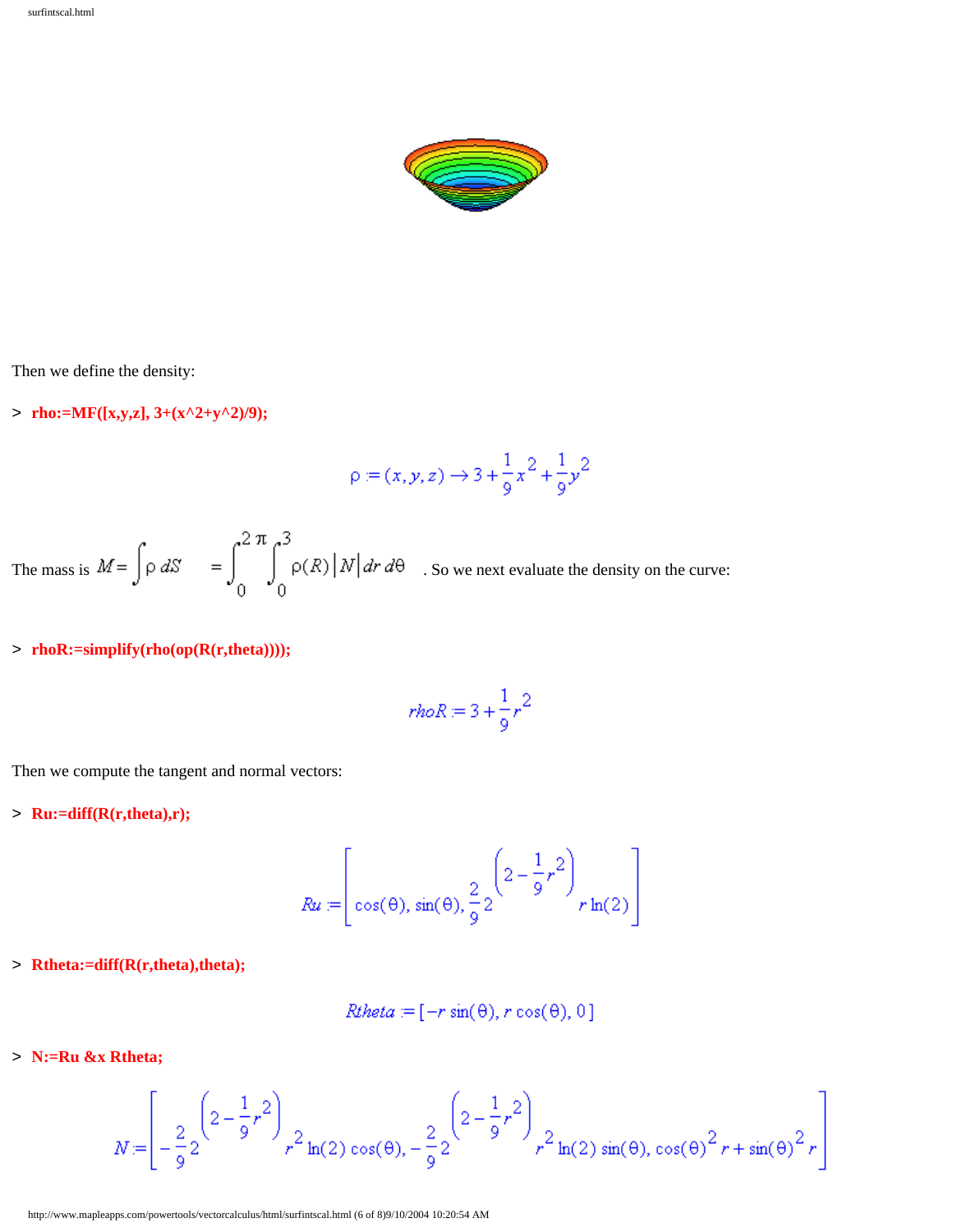Then we define the density:

```
> rho:=MF([x,y,z], 3+(x^2+y^2)/9);
```

$$\rho := (x, y, z) \rightarrow 3 + \frac{1}{9}x^2 + \frac{1}{9}y^2$$

The mass is $M = \int \rho \, dS \quad = \int_0^{2\pi} \int_0^3 \rho(R) \left| N \right| dr \, d\theta$ . So we next evaluate the density on the curve:

```
> rhoR:=simplify(rho(op(R(r,theta))));
```

$$rhoR := 3 + \frac{1}{9}r^2$$

Then we compute the tangent and normal vectors:

```
> Ru:=diff(R(r,theta),r);
```

$$Ru := \left[ \cos(\theta), \sin(\theta), \frac{2}{9} 2^{\left(2 - \frac{1}{9}r^2\right)} r \ln(2) \right]$$

```
> Rtheta:=diff(R(r,theta),theta);
```

$$Rtheta := [-r \sin(\theta), r \cos(\theta), 0]$$

```
> N:=Ru &x Rtheta;
```

$$N := \left[ -\frac{2}{9} 2^{\left(2 - \frac{1}{9}r^2\right)} r^2 \ln(2) \cos(\theta), -\frac{2}{9} 2^{\left(2 - \frac{1}{9}r^2\right)} r^2 \ln(2) \sin(\theta), \cos(\theta)^2 r + \sin(\theta)^2 r \right]$$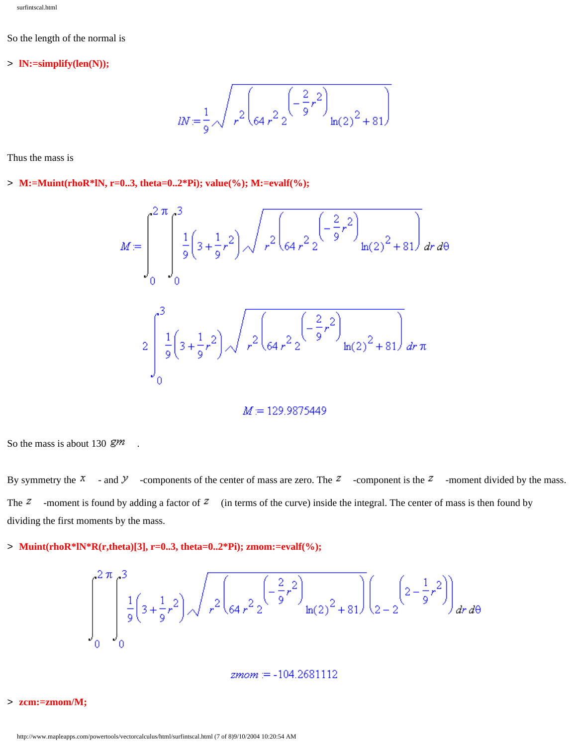So the length of the normal is

```
> lN:=simplify(len(N));
```

$$lN := \frac{1}{9}\sqrt{r^2\left(64\, r^2\, 2^{\left(-\frac{2}{9}r^2\right)}\ln(2)^2 + 81\right)}$$

Thus the mass is

```
> M:=Muint(rhoR*lN, r=0..3, theta=0..2*Pi); value(%); M:=evalf(%);
```

$$M := \int_0^{2\pi}\int_0^3 \frac{1}{9}\left(3+\frac{1}{9}r^2\right)\sqrt{r^2\left(64\, r^2\, 2^{\left(-\frac{2}{9}r^2\right)}\ln(2)^2 + 81\right)}\, dr\, d\theta$$

$$2\int_0^3 \frac{1}{9}\left(3+\frac{1}{9}r^2\right)\sqrt{r^2\left(64\, r^2\, 2^{\left(-\frac{2}{9}r^2\right)}\ln(2)^2 + 81\right)}\, dr\, \pi$$

$$M := 129.9875449$$

So the mass is about 130 $gm$ .

By symmetry the $x$ - and $y$ -components of the center of mass are zero. The $z$ -component is the $z$ -moment divided by the mass. The $z$ -moment is found by adding a factor of $z$ (in terms of the curve) inside the integral. The center of mass is then found by dividing the first moments by the mass.

```
> Muint(rhoR*lN*R(r,theta)[3], r=0..3, theta=0..2*Pi); zmom:=evalf(%);
```

$$\int_0^{2\pi}\int_0^3 \frac{1}{9}\left(3+\frac{1}{9}r^2\right)\sqrt{r^2\left(64\, r^2\, 2^{\left(-\frac{2}{9}r^2\right)}\ln(2)^2 + 81\right)}\left(2-2^{\left(2-\frac{1}{9}r^2\right)}\right) dr\, d\theta$$

$$zmom := -104.2681112$$

```
> zcm:=zmom/M;
```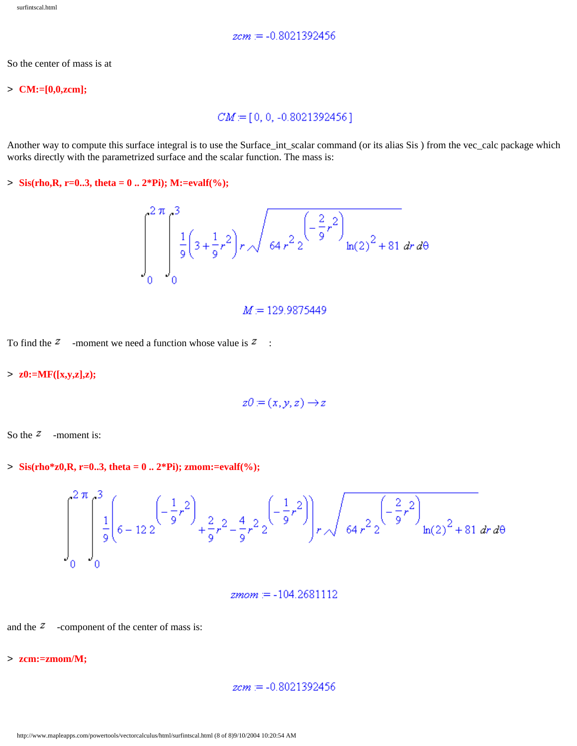$$zcm := -0.8021392456$$

So the center of mass is at

```
> CM:=[0,0,zcm];
```

$$CM := [0, 0, -0.8021392456]$$

Another way to compute this surface integral is to use the Surface_int_scalar command (or its alias Sis ) from the vec_calc package which works directly with the parametrized surface and the scalar function. The mass is:

```
> Sis(rho,R, r=0..3, theta = 0 .. 2*Pi); M:=evalf(%);
```

$$\int_0^{2\pi}\int_0^3 \frac{1}{9}\left(3+\frac{1}{9}r^2\right) r \sqrt{64\, r^2\, 2^{\left(-\frac{2}{9}r^2\right)} \ln(2)^2 + 81}\; dr\, d\theta$$

$$M := 129.9875449$$

To find the $z$ -moment we need a function whose value is $z$ :

```
> z0:=MF([x,y,z],z);
```

$$z0 := (x, y, z) \rightarrow z$$

So the $z$ -moment is:

```
> Sis(rho*z0,R, r=0..3, theta = 0 .. 2*Pi); zmom:=evalf(%);
```

$$\int_0^{2\pi}\int_0^3 \frac{1}{9}\left(6 - 12\, 2^{\left(-\frac{1}{9}r^2\right)} + \frac{2}{9}r^2 - \frac{4}{9}r^2\, 2^{\left(-\frac{1}{9}r^2\right)}\right) r \sqrt{64\, r^2\, 2^{\left(-\frac{2}{9}r^2\right)} \ln(2)^2 + 81}\; dr\, d\theta$$

$$zmom := -104.2681112$$

and the $z$ -component of the center of mass is:

```
> zcm:=zmom/M;
```

$$zcm := -0.8021392456$$